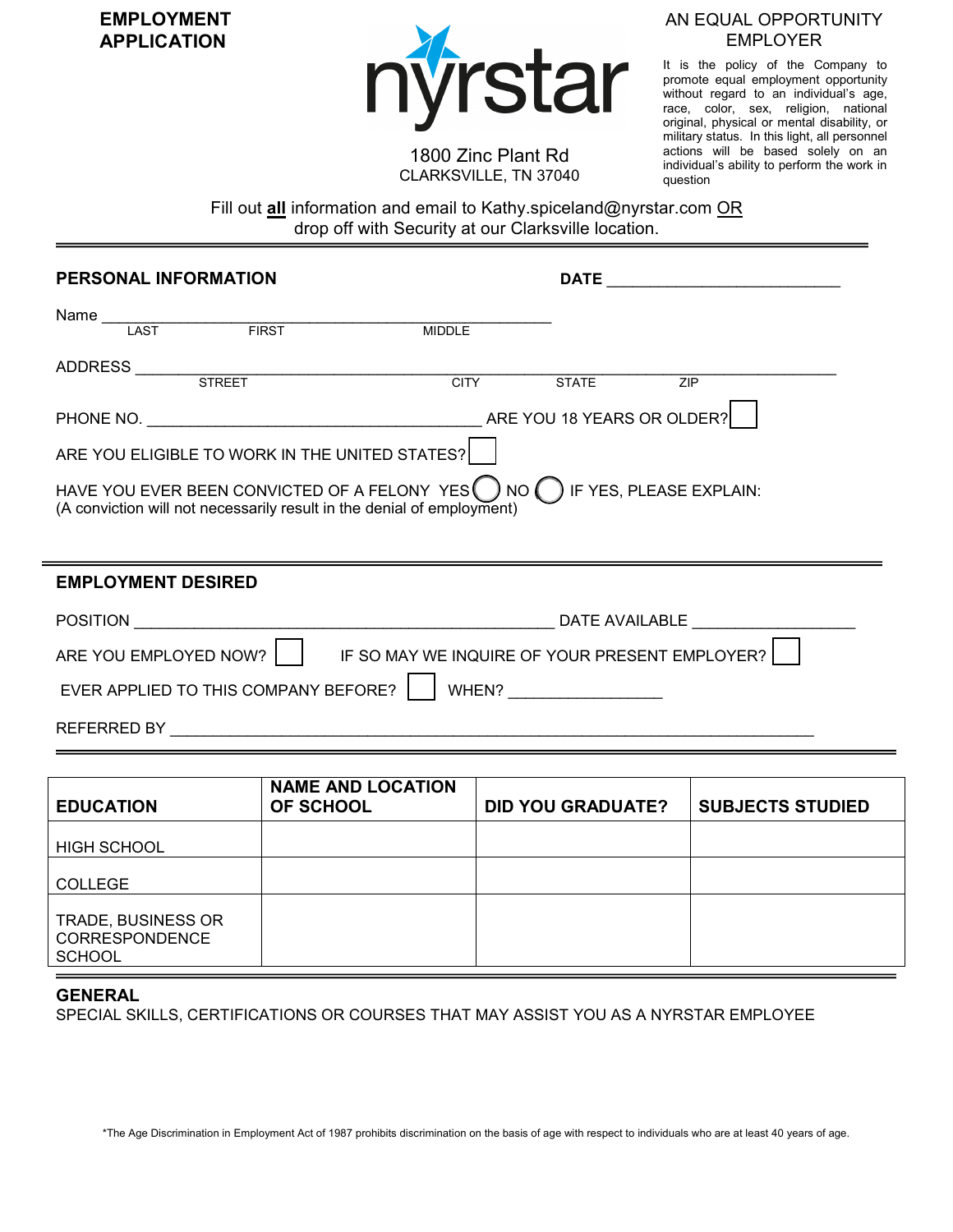**EMPLOYMENT APPLICATION**

nyrstar

1800 Zinc Plant Rd
CLARKSVILLE, TN 37040

**AN EQUAL OPPORTUNITY EMPLOYER**

It is the policy of the Company to promote equal employment opportunity without regard to an individual's age, race, color, sex, religion, national original, physical or mental disability, or military status. In this light, all personnel actions will be based solely on an individual's ability to perform the work in question

Fill out **all** information and email to Kathy.spiceland@nyrstar.com OR drop off with Security at our Clarksville location.

---

## PERSONAL INFORMATION

**DATE** ___________________________

Name ___________________________________________________
LAST FIRST MIDDLE

ADDRESS _______________________________________________________________________________
STREET CITY STATE ZIP

PHONE NO. _______________________________________ ARE YOU 18 YEARS OR OLDER? ☐

ARE YOU ELIGIBLE TO WORK IN THE UNITED STATES? ☐

HAVE YOU EVER BEEN CONVICTED OF A FELONY YES ◯ NO ◯ IF YES, PLEASE EXPLAIN:
(A conviction will not necessarily result in the denial of employment)

---

## EMPLOYMENT DESIRED

POSITION ________________________________________________ DATE AVAILABLE __________________

ARE YOU EMPLOYED NOW? ☐ IF SO MAY WE INQUIRE OF YOUR PRESENT EMPLOYER? ☐

EVER APPLIED TO THIS COMPANY BEFORE? ☐ WHEN? _________________

REFERRED BY __________________________________________________________________________

---

| EDUCATION | NAME AND LOCATION OF SCHOOL | DID YOU GRADUATE? | SUBJECTS STUDIED |
|---|---|---|---|
| HIGH SCHOOL | | | |
| COLLEGE | | | |
| TRADE, BUSINESS OR CORRESPONDENCE SCHOOL | | | |

---

## GENERAL

SPECIAL SKILLS, CERTIFICATIONS OR COURSES THAT MAY ASSIST YOU AS A NYRSTAR EMPLOYEE

*The Age Discrimination in Employment Act of 1987 prohibits discrimination on the basis of age with respect to individuals who are at least 40 years of age.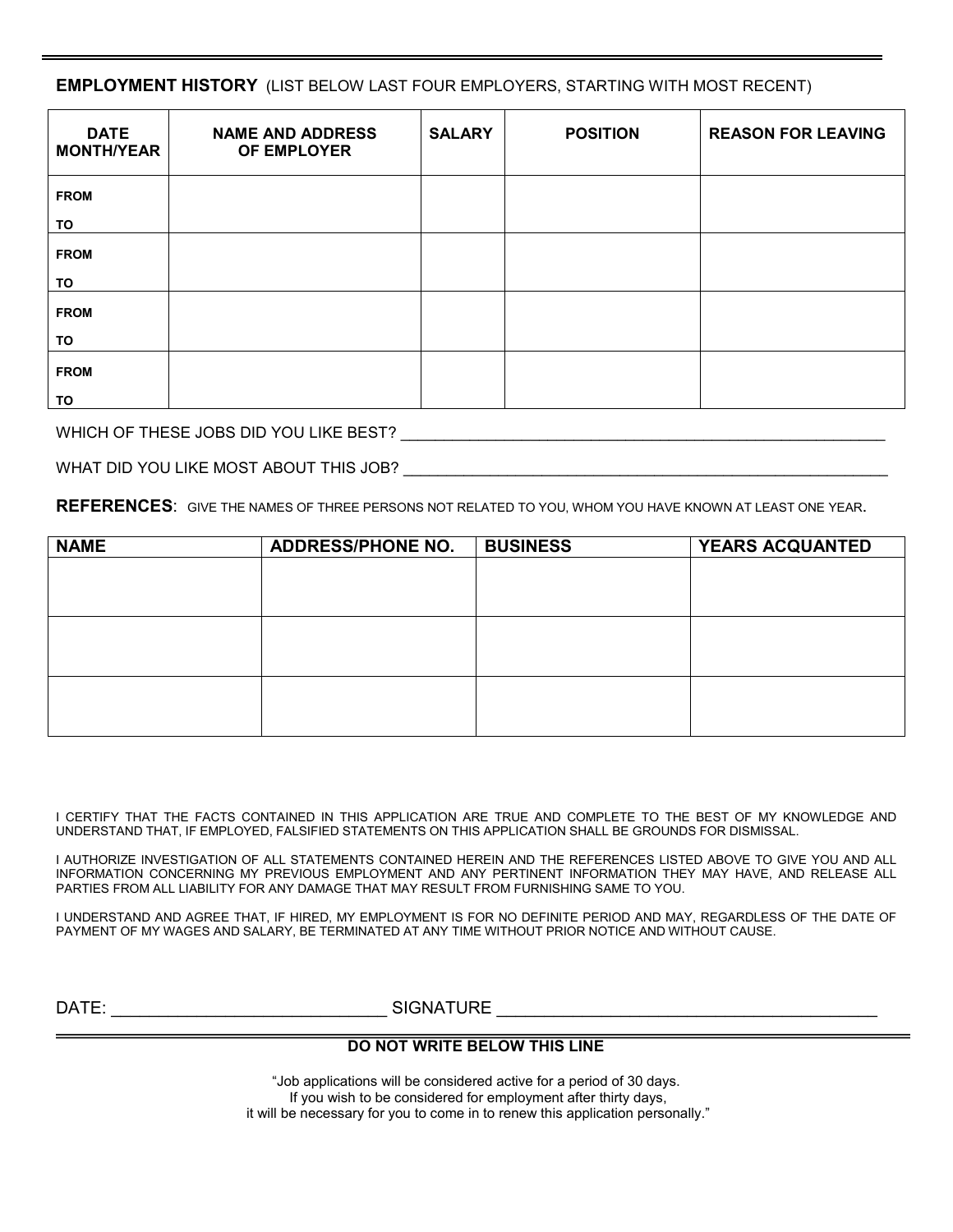**EMPLOYMENT HISTORY** (LIST BELOW LAST FOUR EMPLOYERS, STARTING WITH MOST RECENT)

| DATE MONTH/YEAR | NAME AND ADDRESS OF EMPLOYER | SALARY | POSITION | REASON FOR LEAVING |
|---|---|---|---|---|
| FROM<br>TO | | | | |
| FROM<br>TO | | | | |
| FROM<br>TO | | | | |
| FROM<br>TO | | | | |

WHICH OF THESE JOBS DID YOU LIKE BEST? ___________________________________________________________

WHAT DID YOU LIKE MOST ABOUT THIS JOB? ___________________________________________________________

**REFERENCES**: GIVE THE NAMES OF THREE PERSONS NOT RELATED TO YOU, WHOM YOU HAVE KNOWN AT LEAST ONE YEAR.

| NAME | ADDRESS/PHONE NO. | BUSINESS | YEARS ACQUANTED |
|---|---|---|---|
| | | | |
| | | | |
| | | | |

I CERTIFY THAT THE FACTS CONTAINED IN THIS APPLICATION ARE TRUE AND COMPLETE TO THE BEST OF MY KNOWLEDGE AND UNDERSTAND THAT, IF EMPLOYED, FALSIFIED STATEMENTS ON THIS APPLICATION SHALL BE GROUNDS FOR DISMISSAL.

I AUTHORIZE INVESTIGATION OF ALL STATEMENTS CONTAINED HEREIN AND THE REFERENCES LISTED ABOVE TO GIVE YOU AND ALL INFORMATION CONCERNING MY PREVIOUS EMPLOYMENT AND ANY PERTINENT INFORMATION THEY MAY HAVE, AND RELEASE ALL PARTIES FROM ALL LIABILITY FOR ANY DAMAGE THAT MAY RESULT FROM FURNISHING SAME TO YOU.

I UNDERSTAND AND AGREE THAT, IF HIRED, MY EMPLOYMENT IS FOR NO DEFINITE PERIOD AND MAY, REGARDLESS OF THE DATE OF PAYMENT OF MY WAGES AND SALARY, BE TERMINATED AT ANY TIME WITHOUT PRIOR NOTICE AND WITHOUT CAUSE.

DATE: _____________________________ SIGNATURE ________________________________________

**DO NOT WRITE BELOW THIS LINE**

"Job applications will be considered active for a period of 30 days.
If you wish to be considered for employment after thirty days,
it will be necessary for you to come in to renew this application personally."